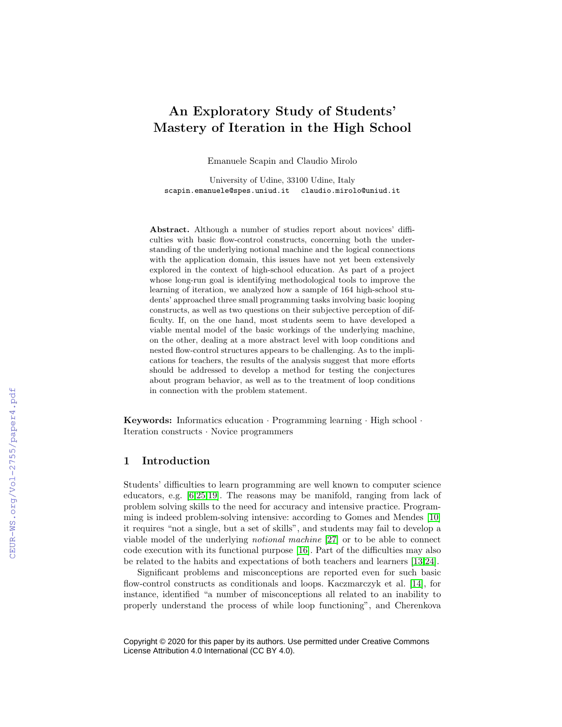# An Exploratory Study of Students' Mastery of Iteration in the High School

Emanuele Scapin and Claudio Mirolo

University of Udine, 33100 Udine, Italy
scapin.emanuele@spes.uniud.it   claudio.mirolo@uniud.it

**Abstract.** Although a number of studies report about novices' difficulties with basic flow-control constructs, concerning both the understanding of the underlying notional machine and the logical connections with the application domain, this issues have not yet been extensively explored in the context of high-school education. As part of a project whose long-run goal is identifying methodological tools to improve the learning of iteration, we analyzed how a sample of 164 high-school students' approached three small programming tasks involving basic looping constructs, as well as two questions on their subjective perception of difficulty. If, on the one hand, most students seem to have developed a viable mental model of the basic workings of the underlying machine, on the other, dealing at a more abstract level with loop conditions and nested flow-control structures appears to be challenging. As to the implications for teachers, the results of the analysis suggest that more efforts should be addressed to develop a method for testing the conjectures about program behavior, as well as to the treatment of loop conditions in connection with the problem statement.

**Keywords:** Informatics education · Programming learning · High school · Iteration constructs · Novice programmers

## 1 Introduction

Students' difficulties to learn programming are well known to computer science educators, e.g. [6,25,19]. The reasons may be manifold, ranging from lack of problem solving skills to the need for accuracy and intensive practice. Programming is indeed problem-solving intensive: according to Gomes and Mendes [10] it requires "not a single, but a set of skills", and students may fail to develop a viable model of the underlying *notional machine* [27] or to be able to connect code execution with its functional purpose [16]. Part of the difficulties may also be related to the habits and expectations of both teachers and learners [13,24].

Significant problems and misconceptions are reported even for such basic flow-control constructs as conditionals and loops. Kaczmarczyk et al. [14], for instance, identified "a number of misconceptions all related to an inability to properly understand the process of while loop functioning", and Cherenkova

Copyright © 2020 for this paper by its authors. Use permitted under Creative Commons License Attribution 4.0 International (CC BY 4.0).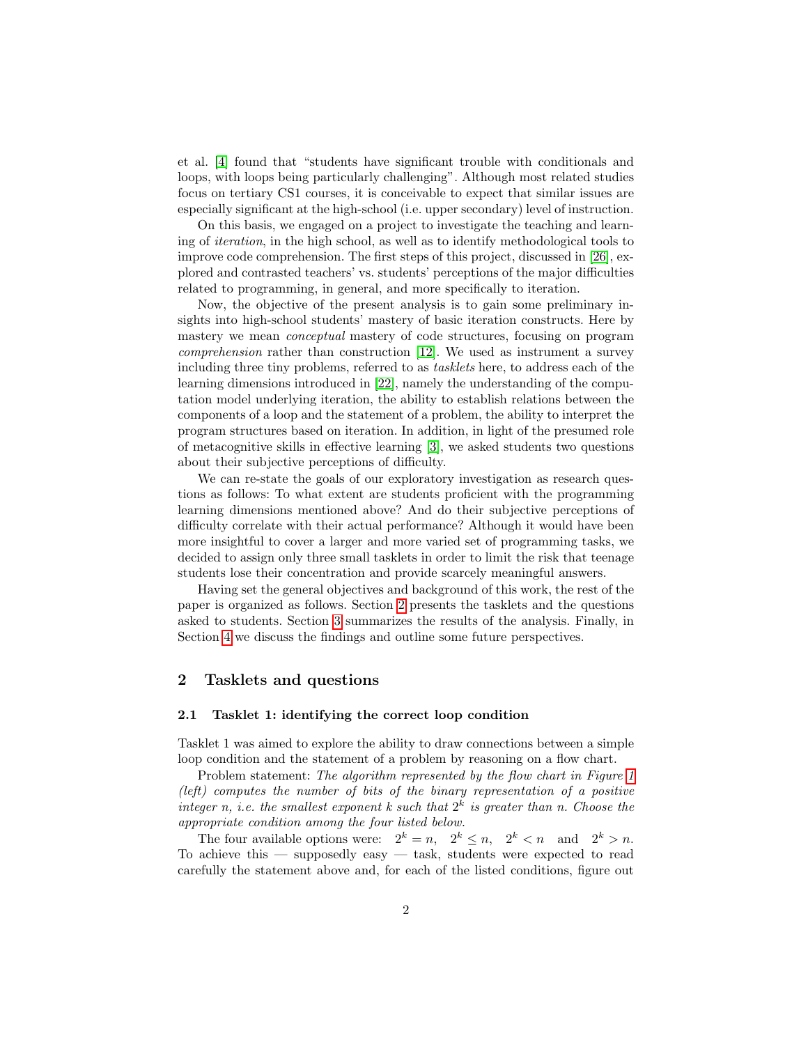et al. [4] found that "students have significant trouble with conditionals and loops, with loops being particularly challenging". Although most related studies focus on tertiary CS1 courses, it is conceivable to expect that similar issues are especially significant at the high-school (i.e. upper secondary) level of instruction.

On this basis, we engaged on a project to investigate the teaching and learning of *iteration*, in the high school, as well as to identify methodological tools to improve code comprehension. The first steps of this project, discussed in [26], explored and contrasted teachers' vs. students' perceptions of the major difficulties related to programming, in general, and more specifically to iteration.

Now, the objective of the present analysis is to gain some preliminary insights into high-school students' mastery of basic iteration constructs. Here by mastery we mean *conceptual* mastery of code structures, focusing on program *comprehension* rather than construction [12]. We used as instrument a survey including three tiny problems, referred to as *tasklets* here, to address each of the learning dimensions introduced in [22], namely the understanding of the computation model underlying iteration, the ability to establish relations between the components of a loop and the statement of a problem, the ability to interpret the program structures based on iteration. In addition, in light of the presumed role of metacognitive skills in effective learning [3], we asked students two questions about their subjective perceptions of difficulty.

We can re-state the goals of our exploratory investigation as research questions as follows: To what extent are students proficient with the programming learning dimensions mentioned above? And do their subjective perceptions of difficulty correlate with their actual performance? Although it would have been more insightful to cover a larger and more varied set of programming tasks, we decided to assign only three small tasklets in order to limit the risk that teenage students lose their concentration and provide scarcely meaningful answers.

Having set the general objectives and background of this work, the rest of the paper is organized as follows. Section 2 presents the tasklets and the questions asked to students. Section 3 summarizes the results of the analysis. Finally, in Section 4 we discuss the findings and outline some future perspectives.

## 2 Tasklets and questions

### 2.1 Tasklet 1: identifying the correct loop condition

Tasklet 1 was aimed to explore the ability to draw connections between a simple loop condition and the statement of a problem by reasoning on a flow chart.

Problem statement: *The algorithm represented by the flow chart in Figure 1 (left) computes the number of bits of the binary representation of a positive integer $n$, i.e. the smallest exponent $k$ such that $2^k$ is greater than $n$. Choose the appropriate condition among the four listed below.*

The four available options were: $2^k = n$, $2^k \leq n$, $2^k < n$ and $2^k > n$. To achieve this — supposedly easy — task, students were expected to read carefully the statement above and, for each of the listed conditions, figure out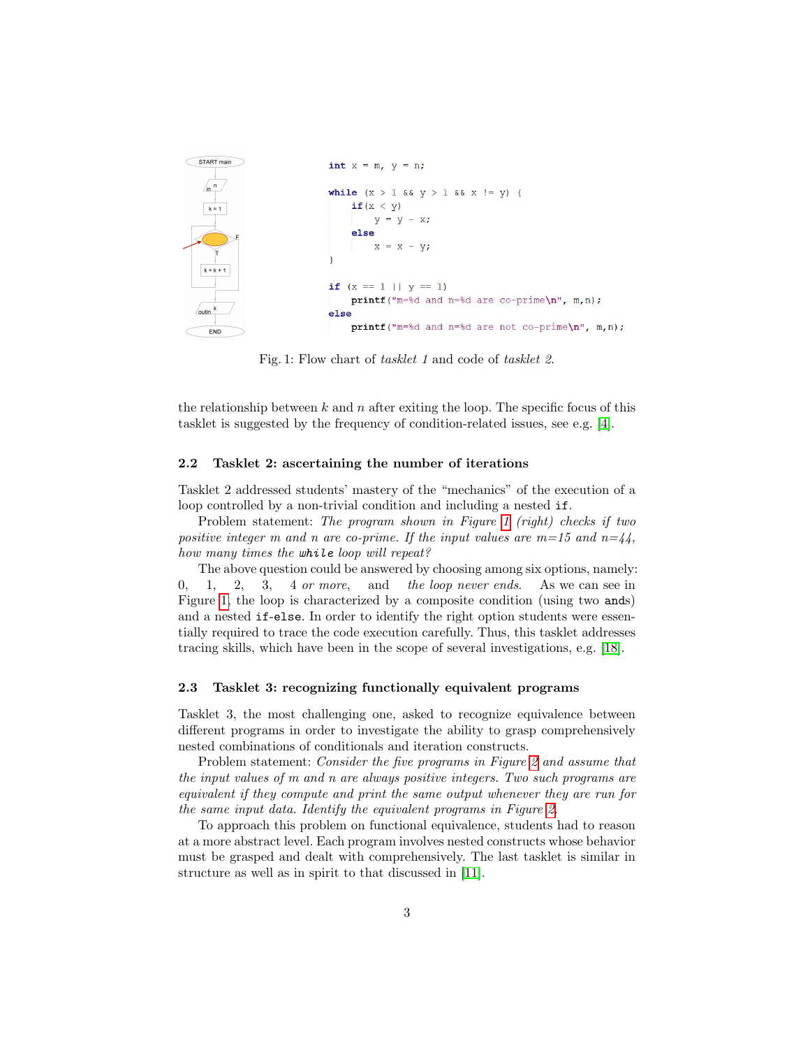```
int x = m, y = n;

while (x > 1 && y > 1 && x != y) {
    if(x < y)
        y = y - x;
    else
        x = x - y;
}

if (x == 1 || y == 1)
    printf("m=%d and n=%d are co-prime\n", m,n);
else
    printf("m=%d and n=%d are not co-prime\n", m,n);
```

Fig. 1: Flow chart of *tasklet 1* and code of *tasklet 2*.

the relationship between $k$ and $n$ after exiting the loop. The specific focus of this tasklet is suggested by the frequency of condition-related issues, see e.g. [4].

### 2.2 Tasklet 2: ascertaining the number of iterations

Tasklet 2 addressed students' mastery of the "mechanics" of the execution of a loop controlled by a non-trivial condition and including a nested `if`.

Problem statement: *The program shown in Figure 1 (right) checks if two positive integer m and n are co-prime. If the input values are m=15 and n=44, how many times the* `while` *loop will repeat?*

The above question could be answered by choosing among six options, namely: 0, 1, 2, 3, *4 or more*, and *the loop never ends*. As we can see in Figure 1, the loop is characterized by a composite condition (using two `and`s) and a nested `if-else`. In order to identify the right option students were essentially required to trace the code execution carefully. Thus, this tasklet addresses tracing skills, which have been in the scope of several investigations, e.g. [18].

### 2.3 Tasklet 3: recognizing functionally equivalent programs

Tasklet 3, the most challenging one, asked to recognize equivalence between different programs in order to investigate the ability to grasp comprehensively nested combinations of conditionals and iteration constructs.

Problem statement: *Consider the five programs in Figure 2 and assume that the input values of m and n are always positive integers. Two such programs are equivalent if they compute and print the same output whenever they are run for the same input data. Identify the equivalent programs in Figure 2.*

To approach this problem on functional equivalence, students had to reason at a more abstract level. Each program involves nested constructs whose behavior must be grasped and dealt with comprehensively. The last tasklet is similar in structure as well as in spirit to that discussed in [11].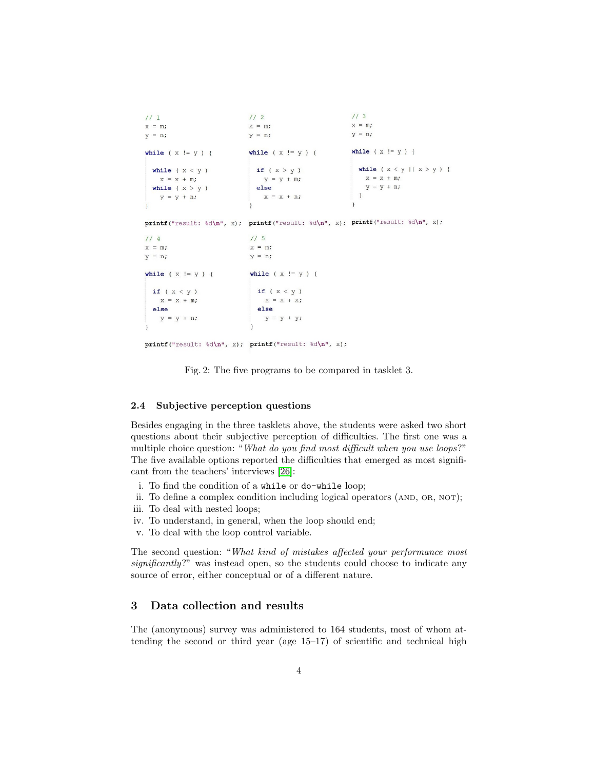```c
// 1
x = m;
y = n;

while ( x != y ) {

  while ( x < y )
    x = x + m;
  while ( x > y )
    y = y + n;
}

printf("result: %d\n", x);
```

```c
// 2
x = m;
y = n;

while ( x != y ) {

  if ( x > y )
    y = y + m;
  else
    x = x + n;
}

printf("result: %d\n", x);
```

```c
// 3
x = m;
y = n;

while ( x != y ) {

  while ( x < y || x > y ) {
    x = x + m;
    y = y + n;
  }
}

printf("result: %d\n", x);
```

```c
// 4
x = m;
y = n;

while ( x != y ) {

  if ( x < y )
    x = x + m;
  else
    y = y + n;
}

printf("result: %d\n", x);
```

```c
// 5
x = m;
y = n;

while ( x != y ) {

  if ( x < y )
    x = x + x;
  else
    y = y + y;
}

printf("result: %d\n", x);
```

Fig. 2: The five programs to be compared in tasklet 3.

### 2.4 Subjective perception questions

Besides engaging in the three tasklets above, the students were asked two short questions about their subjective perception of difficulties. The first one was a multiple choice question: "*What do you find most difficult when you use loops?*" The five available options reported the difficulties that emerged as most significant from the teachers' interviews [26]:

i. To find the condition of a `while` or `do-while` loop;
ii. To define a complex condition including logical operators (AND, OR, NOT);
iii. To deal with nested loops;
iv. To understand, in general, when the loop should end;
v. To deal with the loop control variable.

The second question: "*What kind of mistakes affected your performance most significantly?*" was instead open, so the students could choose to indicate any source of error, either conceptual or of a different nature.

## 3 Data collection and results

The (anonymous) survey was administered to 164 students, most of whom attending the second or third year (age 15–17) of scientific and technical high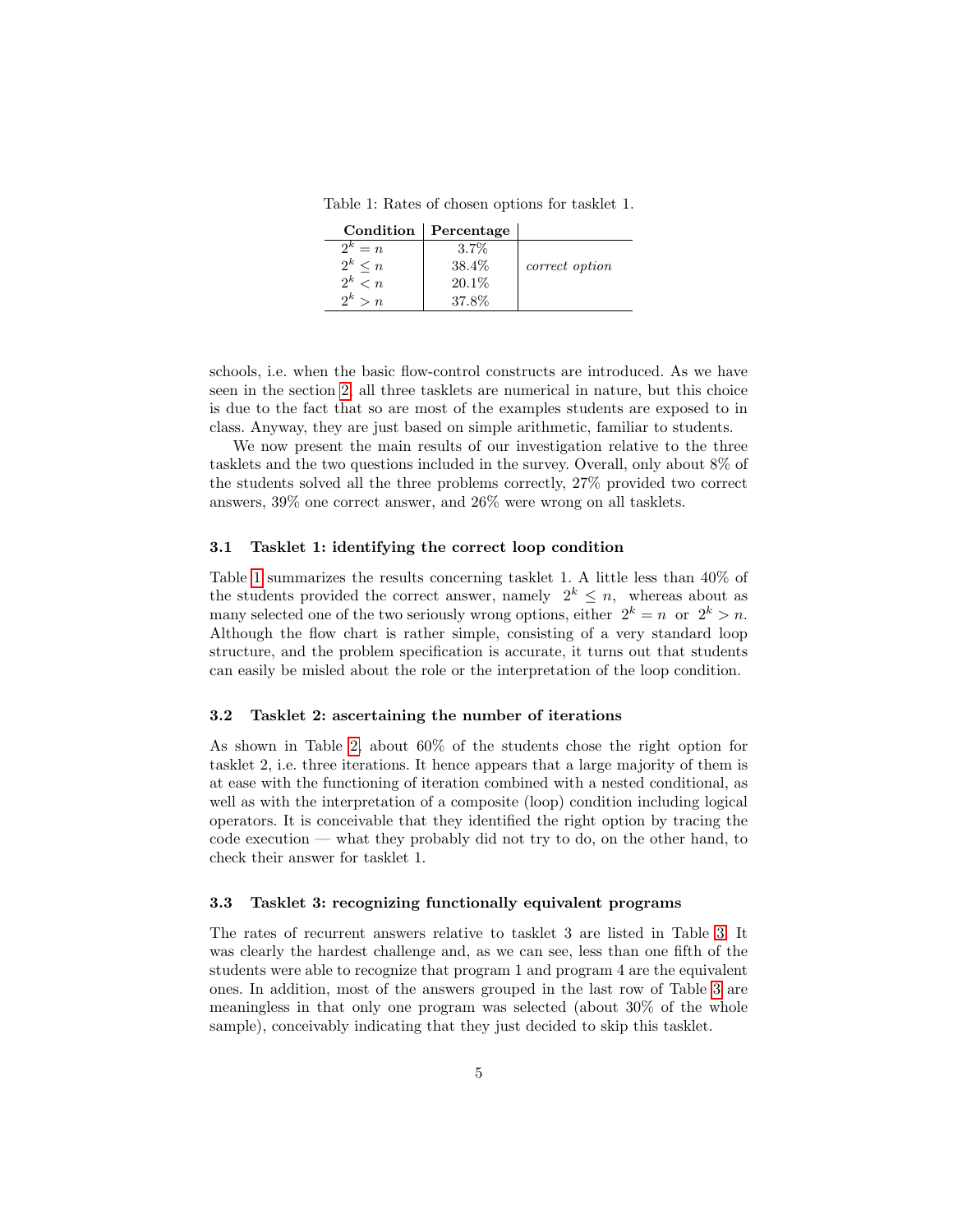Table 1: Rates of chosen options for tasklet 1.

| Condition | Percentage | |
|---|---|---|
| $2^k = n$ | 3.7% | |
| $2^k \leq n$ | 38.4% | *correct option* |
| $2^k < n$ | 20.1% | |
| $2^k > n$ | 37.8% | |

schools, i.e. when the basic flow-control constructs are introduced. As we have seen in the section 2, all three tasklets are numerical in nature, but this choice is due to the fact that so are most of the examples students are exposed to in class. Anyway, they are just based on simple arithmetic, familiar to students.

We now present the main results of our investigation relative to the three tasklets and the two questions included in the survey. Overall, only about 8% of the students solved all the three problems correctly, 27% provided two correct answers, 39% one correct answer, and 26% were wrong on all tasklets.

### 3.1 Tasklet 1: identifying the correct loop condition

Table 1 summarizes the results concerning tasklet 1. A little less than 40% of the students provided the correct answer, namely $2^k \leq n$, whereas about as many selected one of the two seriously wrong options, either $2^k = n$ or $2^k > n$. Although the flow chart is rather simple, consisting of a very standard loop structure, and the problem specification is accurate, it turns out that students can easily be misled about the role or the interpretation of the loop condition.

### 3.2 Tasklet 2: ascertaining the number of iterations

As shown in Table 2, about 60% of the students chose the right option for tasklet 2, i.e. three iterations. It hence appears that a large majority of them is at ease with the functioning of iteration combined with a nested conditional, as well as with the interpretation of a composite (loop) condition including logical operators. It is conceivable that they identified the right option by tracing the code execution — what they probably did not try to do, on the other hand, to check their answer for tasklet 1.

### 3.3 Tasklet 3: recognizing functionally equivalent programs

The rates of recurrent answers relative to tasklet 3 are listed in Table 3. It was clearly the hardest challenge and, as we can see, less than one fifth of the students were able to recognize that program 1 and program 4 are the equivalent ones. In addition, most of the answers grouped in the last row of Table 3 are meaningless in that only one program was selected (about 30% of the whole sample), conceivably indicating that they just decided to skip this tasklet.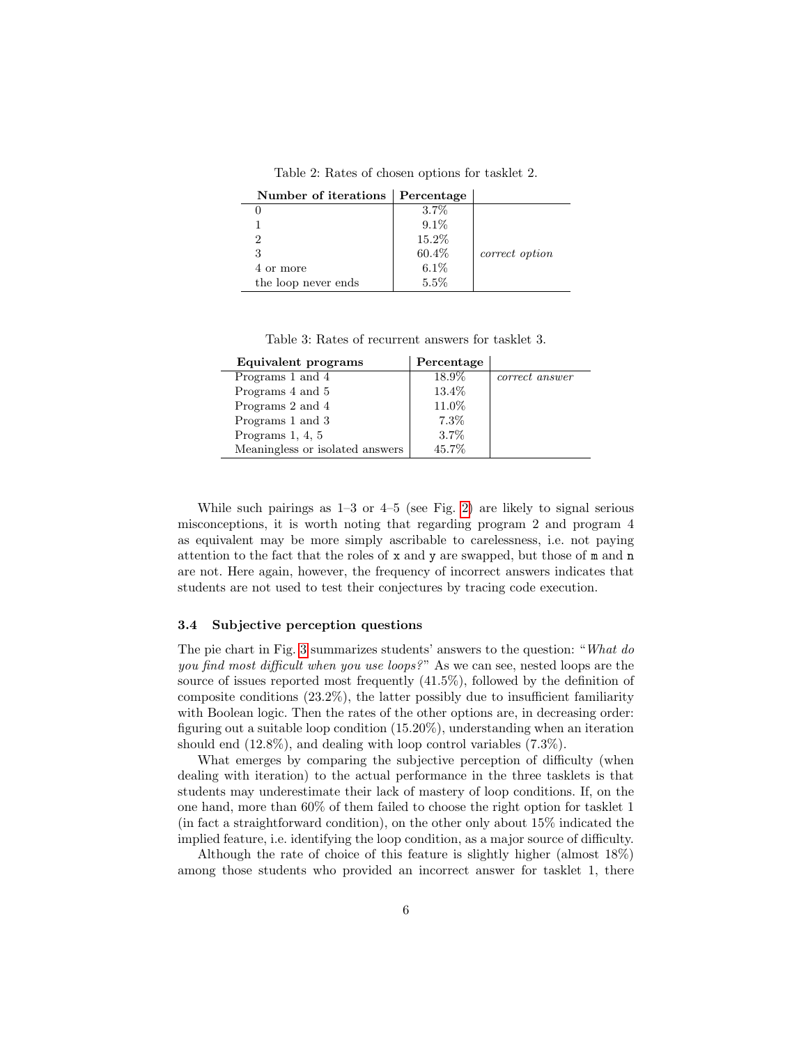Table 2: Rates of chosen options for tasklet 2.

| Number of iterations | Percentage | |
|---|---|---|
| 0 | 3.7% | |
| 1 | 9.1% | |
| 2 | 15.2% | |
| 3 | 60.4% | *correct option* |
| 4 or more | 6.1% | |
| the loop never ends | 5.5% | |

Table 3: Rates of recurrent answers for tasklet 3.

| Equivalent programs | Percentage | |
|---|---|---|
| Programs 1 and 4 | 18.9% | *correct answer* |
| Programs 4 and 5 | 13.4% | |
| Programs 2 and 4 | 11.0% | |
| Programs 1 and 3 | 7.3% | |
| Programs 1, 4, 5 | 3.7% | |
| Meaningless or isolated answers | 45.7% | |

While such pairings as 1–3 or 4–5 (see Fig. 2) are likely to signal serious misconceptions, it is worth noting that regarding program 2 and program 4 as equivalent may be more simply ascribable to carelessness, i.e. not paying attention to the fact that the roles of `x` and `y` are swapped, but those of `m` and `n` are not. Here again, however, the frequency of incorrect answers indicates that students are not used to test their conjectures by tracing code execution.

### 3.4 Subjective perception questions

The pie chart in Fig. 3 summarizes students' answers to the question: "*What do you find most difficult when you use loops?*" As we can see, nested loops are the source of issues reported most frequently (41.5%), followed by the definition of composite conditions (23.2%), the latter possibly due to insufficient familiarity with Boolean logic. Then the rates of the other options are, in decreasing order: figuring out a suitable loop condition (15.20%), understanding when an iteration should end (12.8%), and dealing with loop control variables (7.3%).

What emerges by comparing the subjective perception of difficulty (when dealing with iteration) to the actual performance in the three tasklets is that students may underestimate their lack of mastery of loop conditions. If, on the one hand, more than 60% of them failed to choose the right option for tasklet 1 (in fact a straightforward condition), on the other only about 15% indicated the implied feature, i.e. identifying the loop condition, as a major source of difficulty.

Although the rate of choice of this feature is slightly higher (almost 18%) among those students who provided an incorrect answer for tasklet 1, there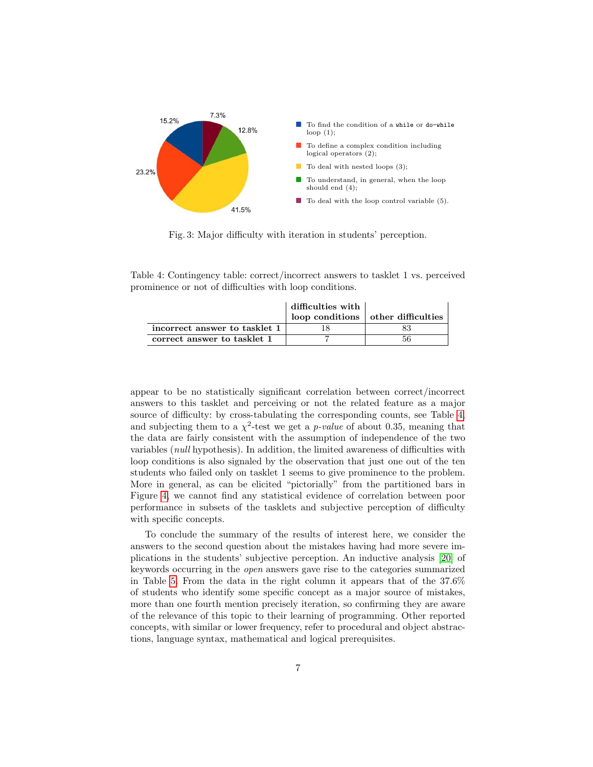Fig. 3: Major difficulty with iteration in students' perception.

Table 4: Contingency table: correct/incorrect answers to tasklet 1 vs. perceived prominence or not of difficulties with loop conditions.

| | difficulties with loop conditions | other difficulties |
|---|---|---|
| **incorrect answer to tasklet 1** | 18 | 83 |
| **correct answer to tasklet 1** | 7 | 56 |

appear to be no statistically significant correlation between correct/incorrect answers to this tasklet and perceiving or not the related feature as a major source of difficulty: by cross-tabulating the corresponding counts, see Table 4, and subjecting them to a $\chi^2$-test we get a *p-value* of about 0.35, meaning that the data are fairly consistent with the assumption of independence of the two variables (*null* hypothesis). In addition, the limited awareness of difficulties with loop conditions is also signaled by the observation that just one out of the ten students who failed only on tasklet 1 seems to give prominence to the problem. More in general, as can be elicited "pictorially" from the partitioned bars in Figure 4, we cannot find any statistical evidence of correlation between poor performance in subsets of the tasklets and subjective perception of difficulty with specific concepts.

To conclude the summary of the results of interest here, we consider the answers to the second question about the mistakes having had more severe implications in the students' subjective perception. An inductive analysis [20] of keywords occurring in the *open* answers gave rise to the categories summarized in Table 5. From the data in the right column it appears that of the 37.6% of students who identify some specific concept as a major source of mistakes, more than one fourth mention precisely iteration, so confirming they are aware of the relevance of this topic to their learning of programming. Other reported concepts, with similar or lower frequency, refer to procedural and object abstractions, language syntax, mathematical and logical prerequisites.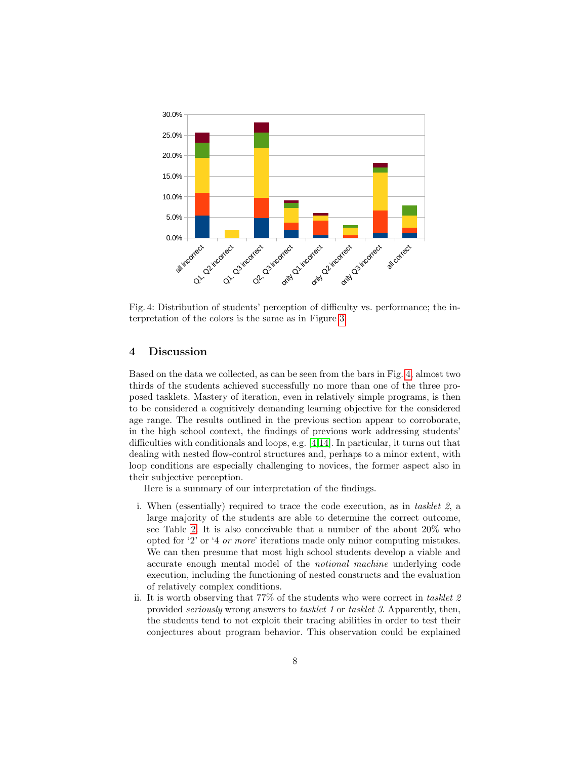Fig. 4: Distribution of students' perception of difficulty vs. performance; the interpretation of the colors is the same as in Figure 3

## 4 Discussion

Based on the data we collected, as can be seen from the bars in Fig. 4, almost two thirds of the students achieved successfully no more than one of the three proposed tasklets. Mastery of iteration, even in relatively simple programs, is then to be considered a cognitively demanding learning objective for the considered age range. The results outlined in the previous section appear to corroborate, in the high school context, the findings of previous work addressing students' difficulties with conditionals and loops, e.g. [4,14]. In particular, it turns out that dealing with nested flow-control structures and, perhaps to a minor extent, with loop conditions are especially challenging to novices, the former aspect also in their subjective perception.

Here is a summary of our interpretation of the findings.

i. When (essentially) required to trace the code execution, as in *tasklet 2*, a large majority of the students are able to determine the correct outcome, see Table 2. It is also conceivable that a number of the about 20% who opted for '2' or '4 *or more*' iterations made only minor computing mistakes. We can then presume that most high school students develop a viable and accurate enough mental model of the *notional machine* underlying code execution, including the functioning of nested constructs and the evaluation of relatively complex conditions.

ii. It is worth observing that 77% of the students who were correct in *tasklet 2* provided *seriously* wrong answers to *tasklet 1* or *tasklet 3*. Apparently, then, the students tend to not exploit their tracing abilities in order to test their conjectures about program behavior. This observation could be explained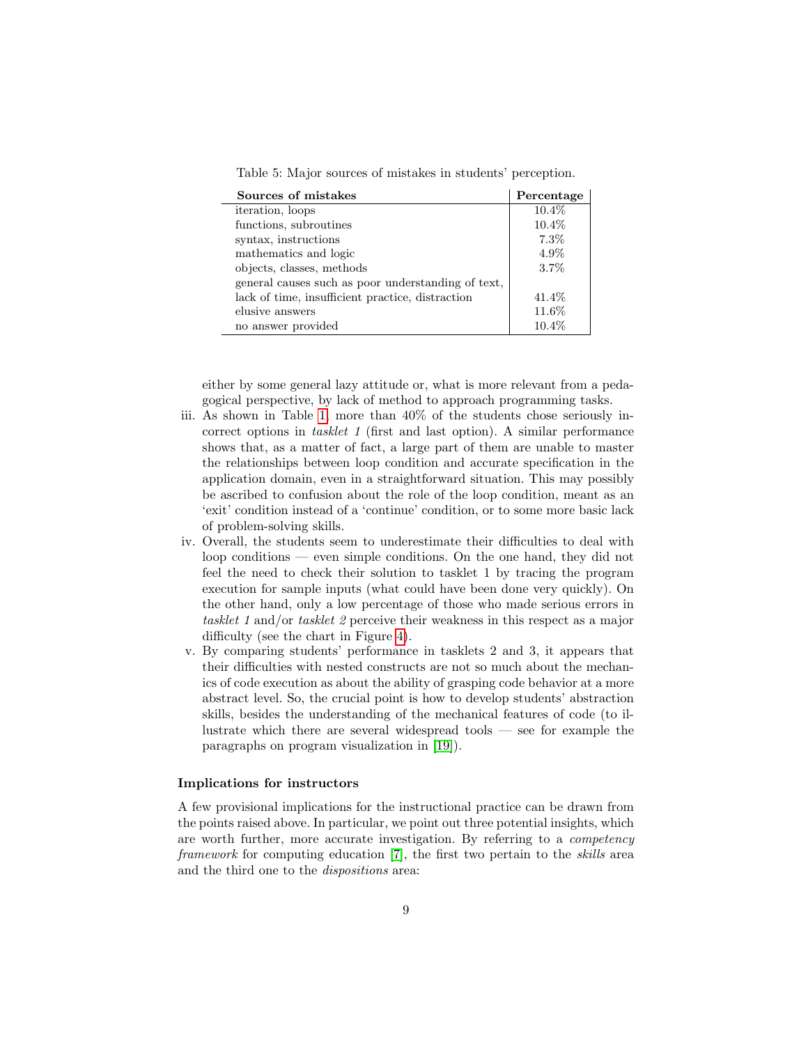Table 5: Major sources of mistakes in students' perception.

| **Sources of mistakes** | **Percentage** |
| --- | --- |
| iteration, loops | 10.4% |
| functions, subroutines | 10.4% |
| syntax, instructions | 7.3% |
| mathematics and logic | 4.9% |
| objects, classes, methods | 3.7% |
| general causes such as poor understanding of text, lack of time, insufficient practice, distraction | 41.4% |
| elusive answers | 11.6% |
| no answer provided | 10.4% |

either by some general lazy attitude or, what is more relevant from a pedagogical perspective, by lack of method to approach programming tasks.

iii. As shown in Table 1, more than 40% of the students chose seriously incorrect options in *tasklet 1* (first and last option). A similar performance shows that, as a matter of fact, a large part of them are unable to master the relationships between loop condition and accurate specification in the application domain, even in a straightforward situation. This may possibly be ascribed to confusion about the role of the loop condition, meant as an 'exit' condition instead of a 'continue' condition, or to some more basic lack of problem-solving skills.

iv. Overall, the students seem to underestimate their difficulties to deal with loop conditions — even simple conditions. On the one hand, they did not feel the need to check their solution to tasklet 1 by tracing the program execution for sample inputs (what could have been done very quickly). On the other hand, only a low percentage of those who made serious errors in *tasklet 1* and/or *tasklet 2* perceive their weakness in this respect as a major difficulty (see the chart in Figure 4).

v. By comparing students' performance in tasklets 2 and 3, it appears that their difficulties with nested constructs are not so much about the mechanics of code execution as about the ability of grasping code behavior at a more abstract level. So, the crucial point is how to develop students' abstraction skills, besides the understanding of the mechanical features of code (to illustrate which there are several widespread tools — see for example the paragraphs on program visualization in [19]).

### Implications for instructors

A few provisional implications for the instructional practice can be drawn from the points raised above. In particular, we point out three potential insights, which are worth further, more accurate investigation. By referring to a *competency framework* for computing education [7], the first two pertain to the *skills* area and the third one to the *dispositions* area: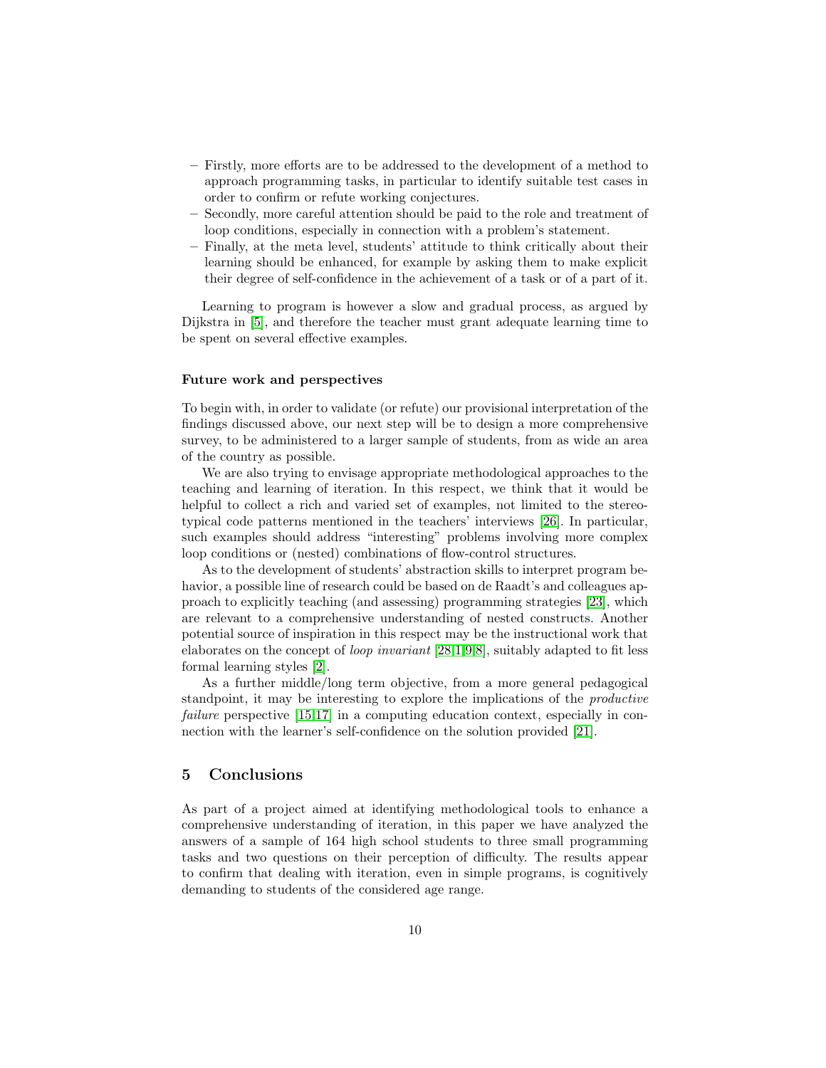- Firstly, more efforts are to be addressed to the development of a method to approach programming tasks, in particular to identify suitable test cases in order to confirm or refute working conjectures.
- Secondly, more careful attention should be paid to the role and treatment of loop conditions, especially in connection with a problem's statement.
- Finally, at the meta level, students' attitude to think critically about their learning should be enhanced, for example by asking them to make explicit their degree of self-confidence in the achievement of a task or of a part of it.

Learning to program is however a slow and gradual process, as argued by Dijkstra in [5], and therefore the teacher must grant adequate learning time to be spent on several effective examples.

**Future work and perspectives**

To begin with, in order to validate (or refute) our provisional interpretation of the findings discussed above, our next step will be to design a more comprehensive survey, to be administered to a larger sample of students, from as wide an area of the country as possible.

We are also trying to envisage appropriate methodological approaches to the teaching and learning of iteration. In this respect, we think that it would be helpful to collect a rich and varied set of examples, not limited to the stereotypical code patterns mentioned in the teachers' interviews [26]. In particular, such examples should address "interesting" problems involving more complex loop conditions or (nested) combinations of flow-control structures.

As to the development of students' abstraction skills to interpret program behavior, a possible line of research could be based on de Raadt's and colleagues approach to explicitly teaching (and assessing) programming strategies [23], which are relevant to a comprehensive understanding of nested constructs. Another potential source of inspiration in this respect may be the instructional work that elaborates on the concept of *loop invariant* [28,1,9,8], suitably adapted to fit less formal learning styles [2].

As a further middle/long term objective, from a more general pedagogical standpoint, it may be interesting to explore the implications of the *productive failure* perspective [15,17] in a computing education context, especially in connection with the learner's self-confidence on the solution provided [21].

## 5 Conclusions

As part of a project aimed at identifying methodological tools to enhance a comprehensive understanding of iteration, in this paper we have analyzed the answers of a sample of 164 high school students to three small programming tasks and two questions on their perception of difficulty. The results appear to confirm that dealing with iteration, even in simple programs, is cognitively demanding to students of the considered age range.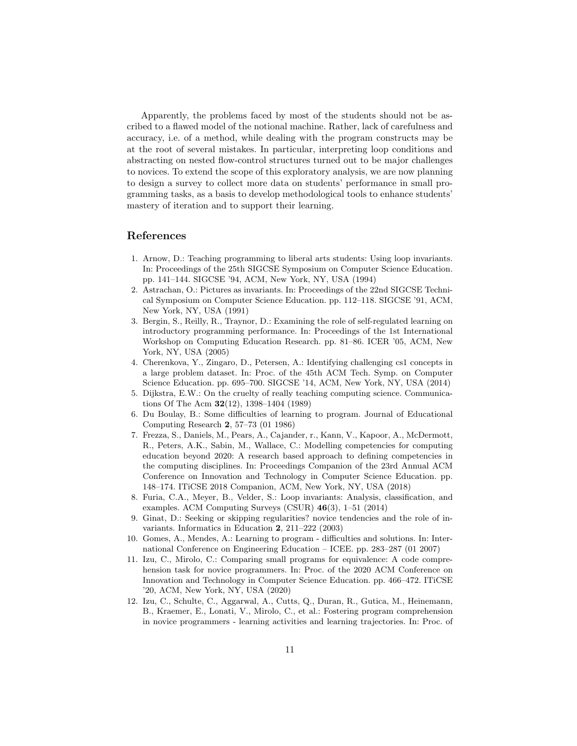Apparently, the problems faced by most of the students should not be ascribed to a flawed model of the notional machine. Rather, lack of carefulness and accuracy, i.e. of a method, while dealing with the program constructs may be at the root of several mistakes. In particular, interpreting loop conditions and abstracting on nested flow-control structures turned out to be major challenges to novices. To extend the scope of this exploratory analysis, we are now planning to design a survey to collect more data on students' performance in small programming tasks, as a basis to develop methodological tools to enhance students' mastery of iteration and to support their learning.

## References

1. Arnow, D.: Teaching programming to liberal arts students: Using loop invariants. In: Proceedings of the 25th SIGCSE Symposium on Computer Science Education. pp. 141–144. SIGCSE '94, ACM, New York, NY, USA (1994)
2. Astrachan, O.: Pictures as invariants. In: Proceedings of the 22nd SIGCSE Technical Symposium on Computer Science Education. pp. 112–118. SIGCSE '91, ACM, New York, NY, USA (1991)
3. Bergin, S., Reilly, R., Traynor, D.: Examining the role of self-regulated learning on introductory programming performance. In: Proceedings of the 1st International Workshop on Computing Education Research. pp. 81–86. ICER '05, ACM, New York, NY, USA (2005)
4. Cherenkova, Y., Zingaro, D., Petersen, A.: Identifying challenging cs1 concepts in a large problem dataset. In: Proc. of the 45th ACM Tech. Symp. on Computer Science Education. pp. 695–700. SIGCSE '14, ACM, New York, NY, USA (2014)
5. Dijkstra, E.W.: On the cruelty of really teaching computing science. Communications Of The Acm **32**(12), 1398–1404 (1989)
6. Du Boulay, B.: Some difficulties of learning to program. Journal of Educational Computing Research **2**, 57–73 (01 1986)
7. Frezza, S., Daniels, M., Pears, A., Cajander, r., Kann, V., Kapoor, A., McDermott, R., Peters, A.K., Sabin, M., Wallace, C.: Modelling competencies for computing education beyond 2020: A research based approach to defining competencies in the computing disciplines. In: Proceedings Companion of the 23rd Annual ACM Conference on Innovation and Technology in Computer Science Education. pp. 148–174. ITiCSE 2018 Companion, ACM, New York, NY, USA (2018)
8. Furia, C.A., Meyer, B., Velder, S.: Loop invariants: Analysis, classification, and examples. ACM Computing Surveys (CSUR) **46**(3), 1–51 (2014)
9. Ginat, D.: Seeking or skipping regularities? novice tendencies and the role of invariants. Informatics in Education **2**, 211–222 (2003)
10. Gomes, A., Mendes, A.: Learning to program - difficulties and solutions. In: International Conference on Engineering Education – ICEE. pp. 283–287 (01 2007)
11. Izu, C., Mirolo, C.: Comparing small programs for equivalence: A code comprehension task for novice programmers. In: Proc. of the 2020 ACM Conference on Innovation and Technology in Computer Science Education. pp. 466–472. ITiCSE '20, ACM, New York, NY, USA (2020)
12. Izu, C., Schulte, C., Aggarwal, A., Cutts, Q., Duran, R., Gutica, M., Heinemann, B., Kraemer, E., Lonati, V., Mirolo, C., et al.: Fostering program comprehension in novice programmers - learning activities and learning trajectories. In: Proc. of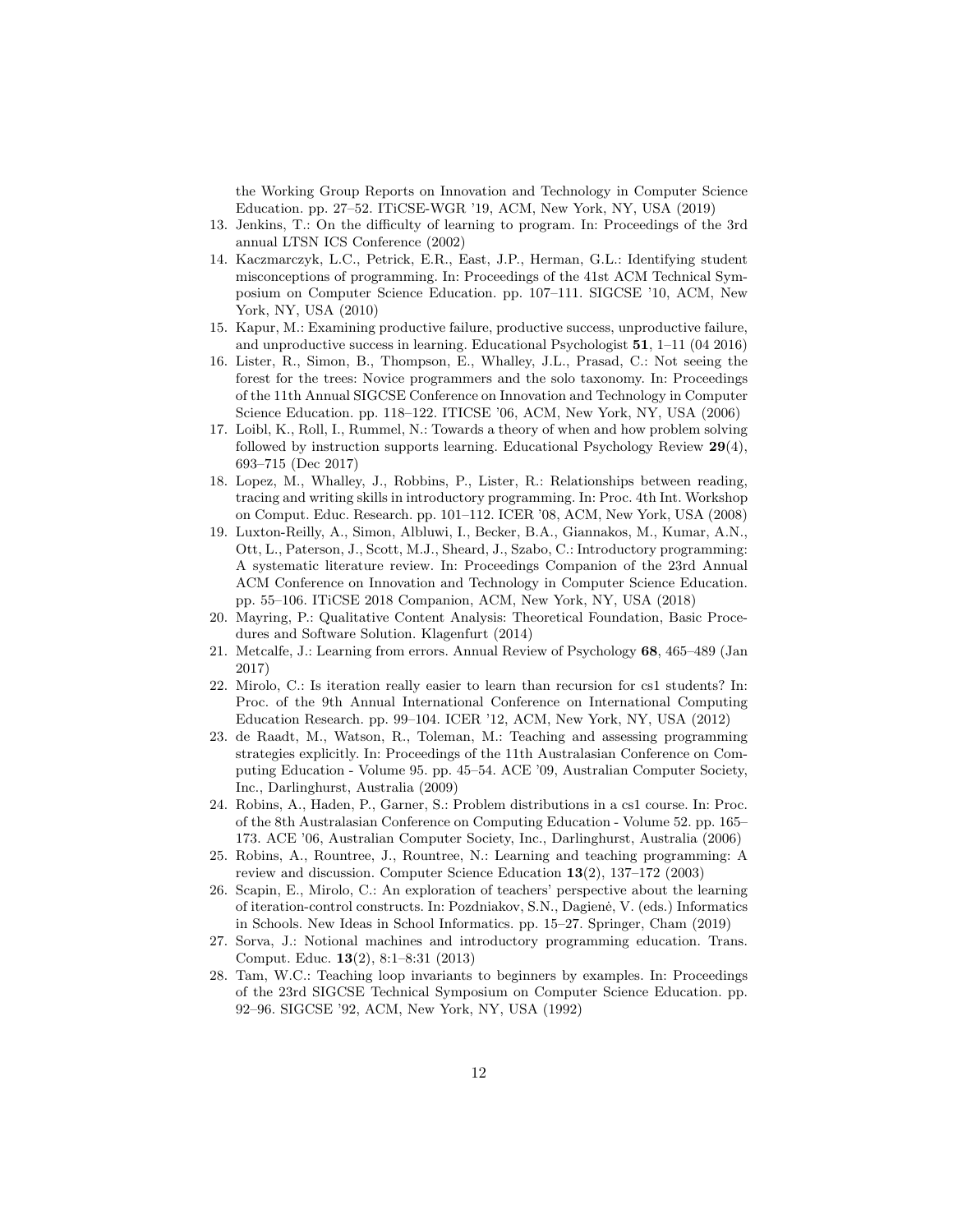the Working Group Reports on Innovation and Technology in Computer Science Education. pp. 27–52. ITiCSE-WGR '19, ACM, New York, NY, USA (2019)

13. Jenkins, T.: On the difficulty of learning to program. In: Proceedings of the 3rd annual LTSN ICS Conference (2002)
14. Kaczmarczyk, L.C., Petrick, E.R., East, J.P., Herman, G.L.: Identifying student misconceptions of programming. In: Proceedings of the 41st ACM Technical Symposium on Computer Science Education. pp. 107–111. SIGCSE '10, ACM, New York, NY, USA (2010)
15. Kapur, M.: Examining productive failure, productive success, unproductive failure, and unproductive success in learning. Educational Psychologist **51**, 1–11 (04 2016)
16. Lister, R., Simon, B., Thompson, E., Whalley, J.L., Prasad, C.: Not seeing the forest for the trees: Novice programmers and the solo taxonomy. In: Proceedings of the 11th Annual SIGCSE Conference on Innovation and Technology in Computer Science Education. pp. 118–122. ITICSE '06, ACM, New York, NY, USA (2006)
17. Loibl, K., Roll, I., Rummel, N.: Towards a theory of when and how problem solving followed by instruction supports learning. Educational Psychology Review **29**(4), 693–715 (Dec 2017)
18. Lopez, M., Whalley, J., Robbins, P., Lister, R.: Relationships between reading, tracing and writing skills in introductory programming. In: Proc. 4th Int. Workshop on Comput. Educ. Research. pp. 101–112. ICER '08, ACM, New York, USA (2008)
19. Luxton-Reilly, A., Simon, Albluwi, I., Becker, B.A., Giannakos, M., Kumar, A.N., Ott, L., Paterson, J., Scott, M.J., Sheard, J., Szabo, C.: Introductory programming: A systematic literature review. In: Proceedings Companion of the 23rd Annual ACM Conference on Innovation and Technology in Computer Science Education. pp. 55–106. ITiCSE 2018 Companion, ACM, New York, NY, USA (2018)
20. Mayring, P.: Qualitative Content Analysis: Theoretical Foundation, Basic Procedures and Software Solution. Klagenfurt (2014)
21. Metcalfe, J.: Learning from errors. Annual Review of Psychology **68**, 465–489 (Jan 2017)
22. Mirolo, C.: Is iteration really easier to learn than recursion for cs1 students? In: Proc. of the 9th Annual International Conference on International Computing Education Research. pp. 99–104. ICER '12, ACM, New York, NY, USA (2012)
23. de Raadt, M., Watson, R., Toleman, M.: Teaching and assessing programming strategies explicitly. In: Proceedings of the 11th Australasian Conference on Computing Education - Volume 95. pp. 45–54. ACE '09, Australian Computer Society, Inc., Darlinghurst, Australia (2009)
24. Robins, A., Haden, P., Garner, S.: Problem distributions in a cs1 course. In: Proc. of the 8th Australasian Conference on Computing Education - Volume 52. pp. 165–173. ACE '06, Australian Computer Society, Inc., Darlinghurst, Australia (2006)
25. Robins, A., Rountree, J., Rountree, N.: Learning and teaching programming: A review and discussion. Computer Science Education **13**(2), 137–172 (2003)
26. Scapin, E., Mirolo, C.: An exploration of teachers' perspective about the learning of iteration-control constructs. In: Pozdniakov, S.N., Dagienė, V. (eds.) Informatics in Schools. New Ideas in School Informatics. pp. 15–27. Springer, Cham (2019)
27. Sorva, J.: Notional machines and introductory programming education. Trans. Comput. Educ. **13**(2), 8:1–8:31 (2013)
28. Tam, W.C.: Teaching loop invariants to beginners by examples. In: Proceedings of the 23rd SIGCSE Technical Symposium on Computer Science Education. pp. 92–96. SIGCSE '92, ACM, New York, NY, USA (1992)